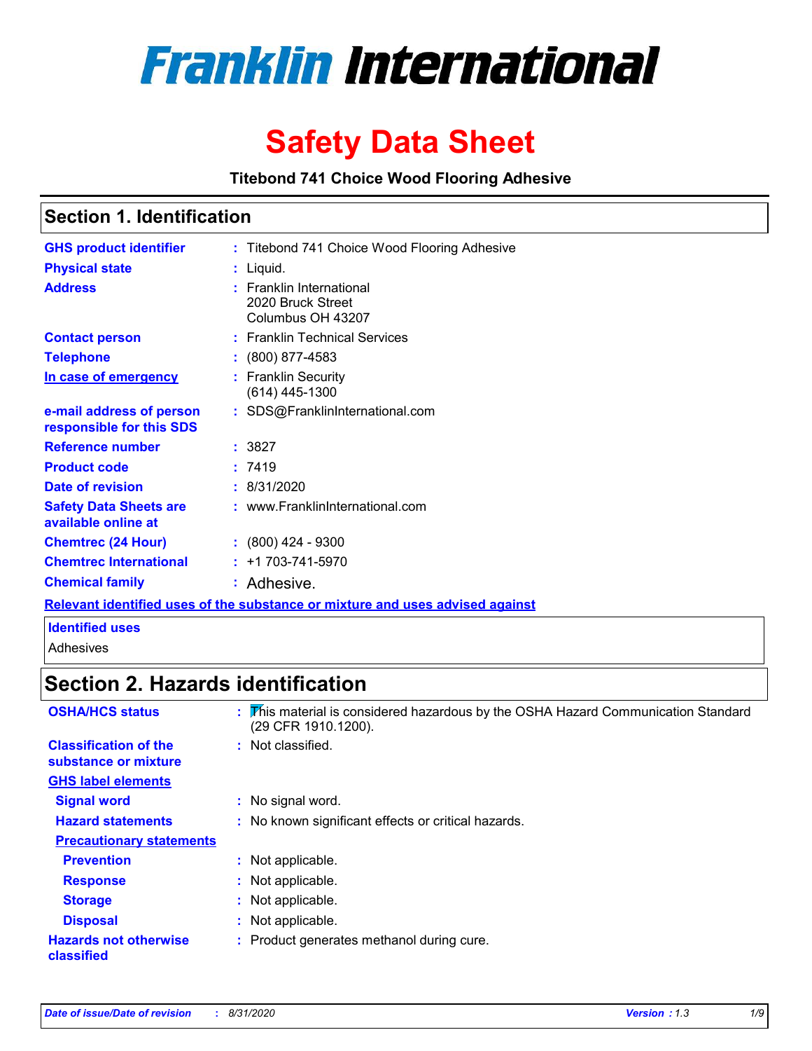# Franklin International

# Safety Data Sheet

**Titebond 741 Choice Wood Flooring Adhesive**

## Section 1. Identification

| | |
|---|---|
| **GHS product identifier** | : Titebond 741 Choice Wood Flooring Adhesive |
| **Physical state** | : Liquid. |
| **Address** | : Franklin International<br>2020 Bruck Street<br>Columbus OH 43207 |
| **Contact person** | : Franklin Technical Services |
| **Telephone** | : (800) 877-4583 |
| **In case of emergency** | : Franklin Security<br>(614) 445-1300 |
| **e-mail address of person responsible for this SDS** | : SDS@FranklinInternational.com |
| **Reference number** | : 3827 |
| **Product code** | : 7419 |
| **Date of revision** | : 8/31/2020 |
| **Safety Data Sheets are available online at** | : www.FranklinInternational.com |
| **Chemtrec (24 Hour)** | : (800) 424 - 9300 |
| **Chemtrec International** | : +1 703-741-5970 |
| **Chemical family** | : Adhesive. |

**Relevant identified uses of the substance or mixture and uses advised against**

**Identified uses**

Adhesives

## Section 2. Hazards identification

| | |
|---|---|
| **OSHA/HCS status** | : This material is considered hazardous by the OSHA Hazard Communication Standard (29 CFR 1910.1200). |
| **Classification of the substance or mixture** | : Not classified. |

**GHS label elements**

| | |
|---|---|
| **Signal word** | : No signal word. |
| **Hazard statements** | : No known significant effects or critical hazards. |

**Precautionary statements**

| | |
|---|---|
| **Prevention** | : Not applicable. |
| **Response** | : Not applicable. |
| **Storage** | : Not applicable. |
| **Disposal** | : Not applicable. |
| **Hazards not otherwise classified** | : Product generates methanol during cure. |

*Date of issue/Date of revision : 8/31/2020 Version : 1.3*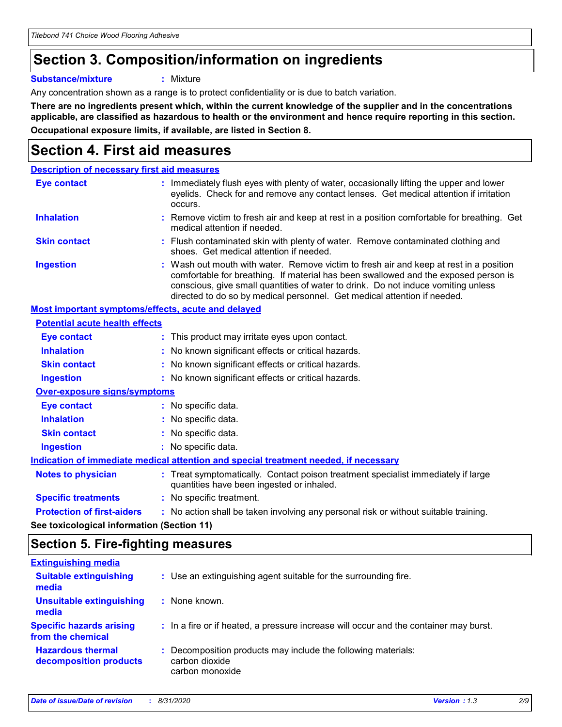# Section 3. Composition/information on ingredients

**Substance/mixture** : Mixture

Any concentration shown as a range is to protect confidentiality or is due to batch variation.

**There are no ingredients present which, within the current knowledge of the supplier and in the concentrations applicable, are classified as hazardous to health or the environment and hence require reporting in this section.**

**Occupational exposure limits, if available, are listed in Section 8.**

# Section 4. First aid measures

## Description of necessary first aid measures

**Eye contact** : Immediately flush eyes with plenty of water, occasionally lifting the upper and lower eyelids. Check for and remove any contact lenses. Get medical attention if irritation occurs.

**Inhalation** : Remove victim to fresh air and keep at rest in a position comfortable for breathing. Get medical attention if needed.

**Skin contact** : Flush contaminated skin with plenty of water. Remove contaminated clothing and shoes. Get medical attention if needed.

**Ingestion** : Wash out mouth with water. Remove victim to fresh air and keep at rest in a position comfortable for breathing. If material has been swallowed and the exposed person is conscious, give small quantities of water to drink. Do not induce vomiting unless directed to do so by medical personnel. Get medical attention if needed.

## Most important symptoms/effects, acute and delayed

### Potential acute health effects

**Eye contact** : This product may irritate eyes upon contact.

**Inhalation** : No known significant effects or critical hazards.

**Skin contact** : No known significant effects or critical hazards.

**Ingestion** : No known significant effects or critical hazards.

### Over-exposure signs/symptoms

**Eye contact** : No specific data.

**Inhalation** : No specific data.

**Skin contact** : No specific data.

**Ingestion** : No specific data.

## Indication of immediate medical attention and special treatment needed, if necessary

**Notes to physician** : Treat symptomatically. Contact poison treatment specialist immediately if large quantities have been ingested or inhaled.

**Specific treatments** : No specific treatment.

**Protection of first-aiders** : No action shall be taken involving any personal risk or without suitable training.

**See toxicological information (Section 11)**

# Section 5. Fire-fighting measures

## Extinguishing media

**Suitable extinguishing media** : Use an extinguishing agent suitable for the surrounding fire.

**Unsuitable extinguishing media** : None known.

**Specific hazards arising from the chemical** : In a fire or if heated, a pressure increase will occur and the container may burst.

**Hazardous thermal decomposition products** : Decomposition products may include the following materials:
carbon dioxide
carbon monoxide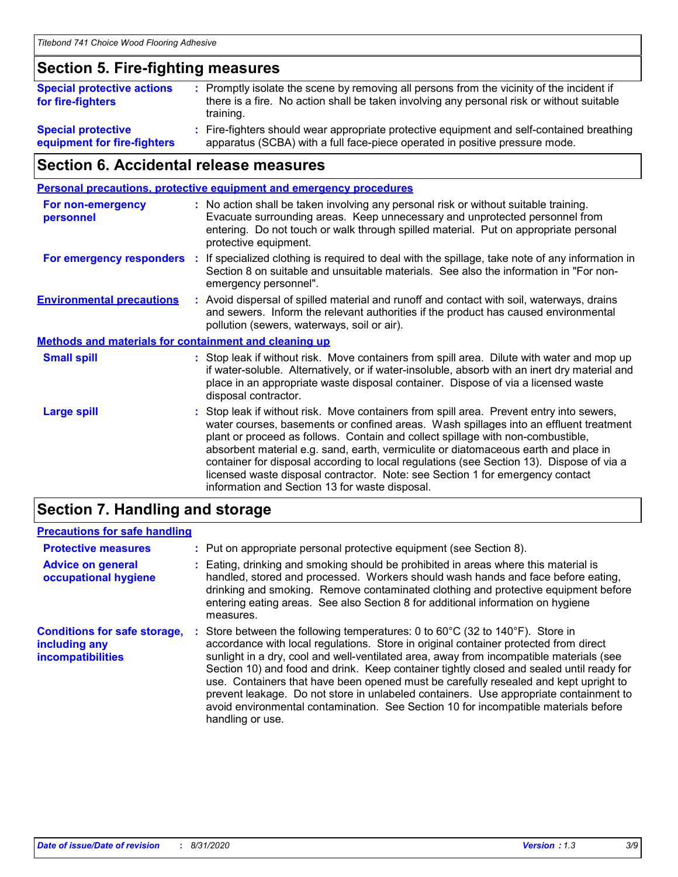## Section 5. Fire-fighting measures

**Special protective actions for fire-fighters** : Promptly isolate the scene by removing all persons from the vicinity of the incident if there is a fire. No action shall be taken involving any personal risk or without suitable training.

**Special protective equipment for fire-fighters** : Fire-fighters should wear appropriate protective equipment and self-contained breathing apparatus (SCBA) with a full face-piece operated in positive pressure mode.

## Section 6. Accidental release measures

### Personal precautions, protective equipment and emergency procedures

**For non-emergency personnel** : No action shall be taken involving any personal risk or without suitable training. Evacuate surrounding areas. Keep unnecessary and unprotected personnel from entering. Do not touch or walk through spilled material. Put on appropriate personal protective equipment.

**For emergency responders** : If specialized clothing is required to deal with the spillage, take note of any information in Section 8 on suitable and unsuitable materials. See also the information in "For non-emergency personnel".

**Environmental precautions** : Avoid dispersal of spilled material and runoff and contact with soil, waterways, drains and sewers. Inform the relevant authorities if the product has caused environmental pollution (sewers, waterways, soil or air).

### Methods and materials for containment and cleaning up

**Small spill** : Stop leak if without risk. Move containers from spill area. Dilute with water and mop up if water-soluble. Alternatively, or if water-insoluble, absorb with an inert dry material and place in an appropriate waste disposal container. Dispose of via a licensed waste disposal contractor.

**Large spill** : Stop leak if without risk. Move containers from spill area. Prevent entry into sewers, water courses, basements or confined areas. Wash spillages into an effluent treatment plant or proceed as follows. Contain and collect spillage with non-combustible, absorbent material e.g. sand, earth, vermiculite or diatomaceous earth and place in container for disposal according to local regulations (see Section 13). Dispose of via a licensed waste disposal contractor. Note: see Section 1 for emergency contact information and Section 13 for waste disposal.

## Section 7. Handling and storage

### Precautions for safe handling

**Protective measures** : Put on appropriate personal protective equipment (see Section 8).

**Advice on general occupational hygiene** : Eating, drinking and smoking should be prohibited in areas where this material is handled, stored and processed. Workers should wash hands and face before eating, drinking and smoking. Remove contaminated clothing and protective equipment before entering eating areas. See also Section 8 for additional information on hygiene measures.

**Conditions for safe storage, including any incompatibilities** : Store between the following temperatures: 0 to 60°C (32 to 140°F). Store in accordance with local regulations. Store in original container protected from direct sunlight in a dry, cool and well-ventilated area, away from incompatible materials (see Section 10) and food and drink. Keep container tightly closed and sealed until ready for use. Containers that have been opened must be carefully resealed and kept upright to prevent leakage. Do not store in unlabeled containers. Use appropriate containment to avoid environmental contamination. See Section 10 for incompatible materials before handling or use.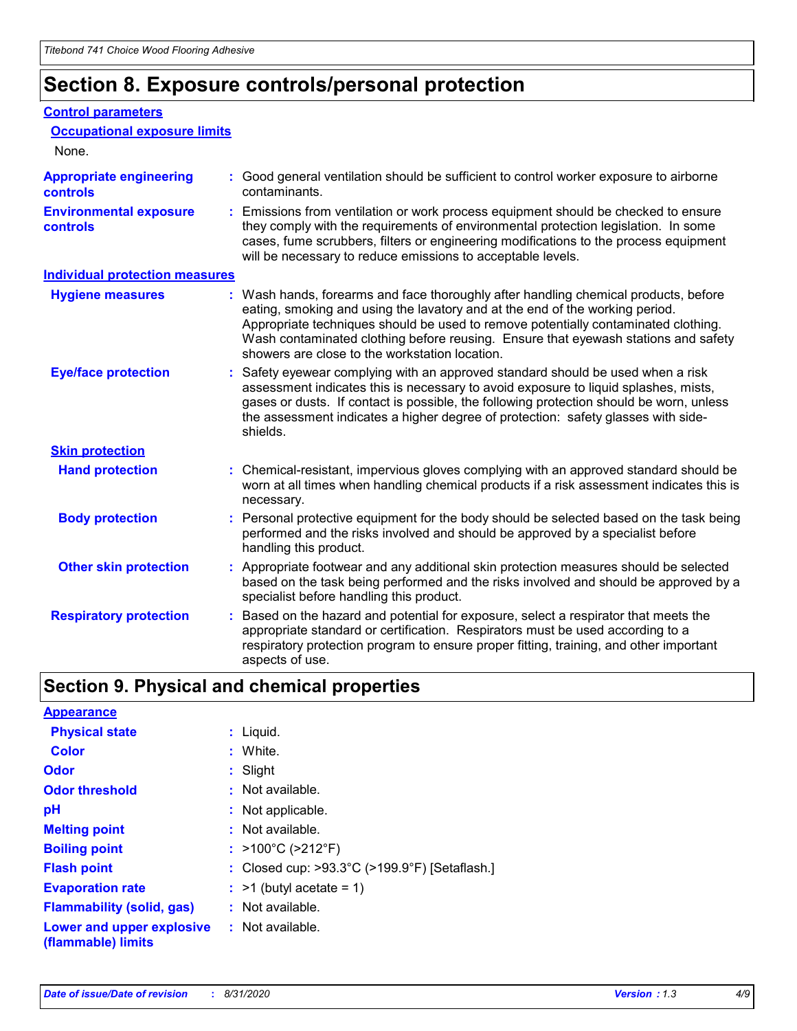# Section 8. Exposure controls/personal protection

## Control parameters

### Occupational exposure limits

None.

**Appropriate engineering controls** : Good general ventilation should be sufficient to control worker exposure to airborne contaminants.

**Environmental exposure controls** : Emissions from ventilation or work process equipment should be checked to ensure they comply with the requirements of environmental protection legislation. In some cases, fume scrubbers, filters or engineering modifications to the process equipment will be necessary to reduce emissions to acceptable levels.

## Individual protection measures

**Hygiene measures** : Wash hands, forearms and face thoroughly after handling chemical products, before eating, smoking and using the lavatory and at the end of the working period. Appropriate techniques should be used to remove potentially contaminated clothing. Wash contaminated clothing before reusing. Ensure that eyewash stations and safety showers are close to the workstation location.

**Eye/face protection** : Safety eyewear complying with an approved standard should be used when a risk assessment indicates this is necessary to avoid exposure to liquid splashes, mists, gases or dusts. If contact is possible, the following protection should be worn, unless the assessment indicates a higher degree of protection: safety glasses with side-shields.

### Skin protection

**Hand protection** : Chemical-resistant, impervious gloves complying with an approved standard should be worn at all times when handling chemical products if a risk assessment indicates this is necessary.

**Body protection** : Personal protective equipment for the body should be selected based on the task being performed and the risks involved and should be approved by a specialist before handling this product.

**Other skin protection** : Appropriate footwear and any additional skin protection measures should be selected based on the task being performed and the risks involved and should be approved by a specialist before handling this product.

**Respiratory protection** : Based on the hazard and potential for exposure, select a respirator that meets the appropriate standard or certification. Respirators must be used according to a respiratory protection program to ensure proper fitting, training, and other important aspects of use.

# Section 9. Physical and chemical properties

## Appearance

**Physical state** : Liquid.

**Color** : White.

**Odor** : Slight

**Odor threshold** : Not available.

**pH** : Not applicable.

**Melting point** : Not available.

**Boiling point** : >100°C (>212°F)

**Flash point** : Closed cup: >93.3°C (>199.9°F) [Setaflash.]

**Evaporation rate** : >1 (butyl acetate = 1)

**Flammability (solid, gas)** : Not available.

**Lower and upper explosive (flammable) limits** : Not available.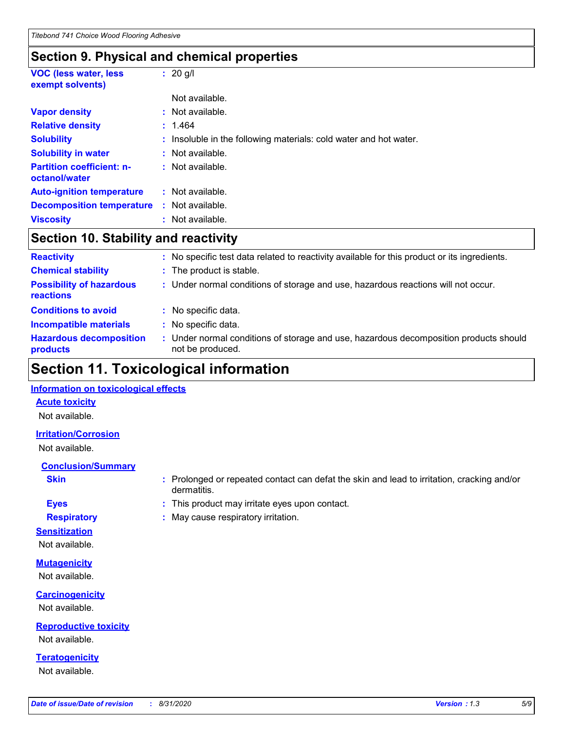## Section 9. Physical and chemical properties

| | |
|---|---|
| **VOC (less water, less exempt solvents)** | : 20 g/l |
| | Not available. |
| **Vapor density** | : Not available. |
| **Relative density** | : 1.464 |
| **Solubility** | : Insoluble in the following materials: cold water and hot water. |
| **Solubility in water** | : Not available. |
| **Partition coefficient: n-octanol/water** | : Not available. |
| **Auto-ignition temperature** | : Not available. |
| **Decomposition temperature** | : Not available. |
| **Viscosity** | : Not available. |

## Section 10. Stability and reactivity

| | |
|---|---|
| **Reactivity** | : No specific test data related to reactivity available for this product or its ingredients. |
| **Chemical stability** | : The product is stable. |
| **Possibility of hazardous reactions** | : Under normal conditions of storage and use, hazardous reactions will not occur. |
| **Conditions to avoid** | : No specific data. |
| **Incompatible materials** | : No specific data. |
| **Hazardous decomposition products** | : Under normal conditions of storage and use, hazardous decomposition products should not be produced. |

## Section 11. Toxicological information

**Information on toxicological effects**

**Acute toxicity**

Not available.

**Irritation/Corrosion**

Not available.

**Conclusion/Summary**

| | |
|---|---|
| **Skin** | : Prolonged or repeated contact can defat the skin and lead to irritation, cracking and/or dermatitis. |
| **Eyes** | : This product may irritate eyes upon contact. |
| **Respiratory** | : May cause respiratory irritation. |

**Sensitization**

Not available.

**Mutagenicity**

Not available.

**Carcinogenicity**

Not available.

**Reproductive toxicity**

Not available.

**Teratogenicity**

Not available.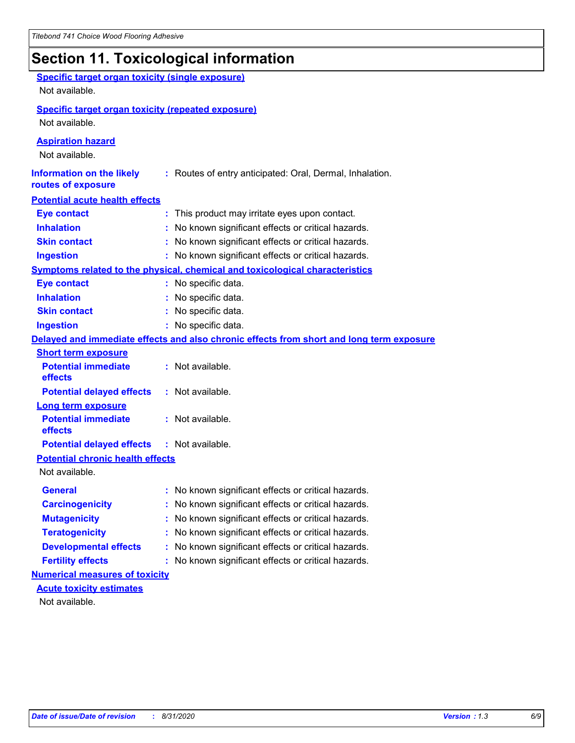# Section 11. Toxicological information

**Specific target organ toxicity (single exposure)**

Not available.

**Specific target organ toxicity (repeated exposure)**

Not available.

**Aspiration hazard**

Not available.

**Information on the likely routes of exposure** : Routes of entry anticipated: Oral, Dermal, Inhalation.

**Potential acute health effects**

| | |
|---|---|
| **Eye contact** | : This product may irritate eyes upon contact. |
| **Inhalation** | : No known significant effects or critical hazards. |
| **Skin contact** | : No known significant effects or critical hazards. |
| **Ingestion** | : No known significant effects or critical hazards. |

**Symptoms related to the physical, chemical and toxicological characteristics**

| | |
|---|---|
| **Eye contact** | : No specific data. |
| **Inhalation** | : No specific data. |
| **Skin contact** | : No specific data. |
| **Ingestion** | : No specific data. |

**Delayed and immediate effects and also chronic effects from short and long term exposure**

**Short term exposure**

| | |
|---|---|
| **Potential immediate effects** | : Not available. |
| **Potential delayed effects** | : Not available. |

**Long term exposure**

| | |
|---|---|
| **Potential immediate effects** | : Not available. |
| **Potential delayed effects** | : Not available. |

**Potential chronic health effects**

Not available.

| | |
|---|---|
| **General** | : No known significant effects or critical hazards. |
| **Carcinogenicity** | : No known significant effects or critical hazards. |
| **Mutagenicity** | : No known significant effects or critical hazards. |
| **Teratogenicity** | : No known significant effects or critical hazards. |
| **Developmental effects** | : No known significant effects or critical hazards. |
| **Fertility effects** | : No known significant effects or critical hazards. |

**Numerical measures of toxicity**

**Acute toxicity estimates**

Not available.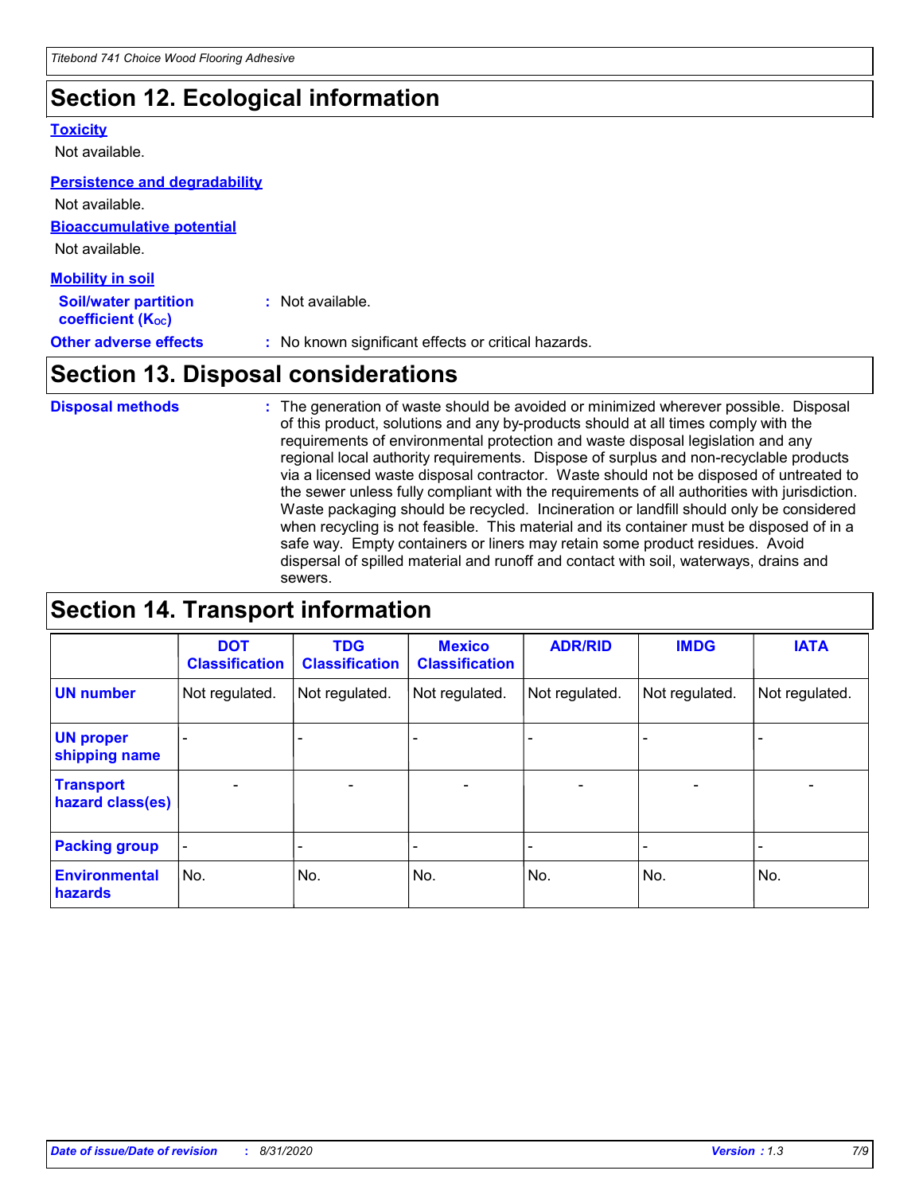## Section 12. Ecological information

**Toxicity**

Not available.

**Persistence and degradability**

Not available.

**Bioaccumulative potential**

Not available.

**Mobility in soil**

**Soil/water partition coefficient ($K_{OC}$)** : Not available.

**Other adverse effects** : No known significant effects or critical hazards.

## Section 13. Disposal considerations

**Disposal methods** : The generation of waste should be avoided or minimized wherever possible. Disposal of this product, solutions and any by-products should at all times comply with the requirements of environmental protection and waste disposal legislation and any regional local authority requirements. Dispose of surplus and non-recyclable products via a licensed waste disposal contractor. Waste should not be disposed of untreated to the sewer unless fully compliant with the requirements of all authorities with jurisdiction. Waste packaging should be recycled. Incineration or landfill should only be considered when recycling is not feasible. This material and its container must be disposed of in a safe way. Empty containers or liners may retain some product residues. Avoid dispersal of spilled material and runoff and contact with soil, waterways, drains and sewers.

## Section 14. Transport information

| | DOT Classification | TDG Classification | Mexico Classification | ADR/RID | IMDG | IATA |
|---|---|---|---|---|---|---|
| **UN number** | Not regulated. | Not regulated. | Not regulated. | Not regulated. | Not regulated. | Not regulated. |
| **UN proper shipping name** | - | - | - | - | - | - |
| **Transport hazard class(es)** | - | - | - | - | - | - |
| **Packing group** | - | - | - | - | - | - |
| **Environmental hazards** | No. | No. | No. | No. | No. | No. |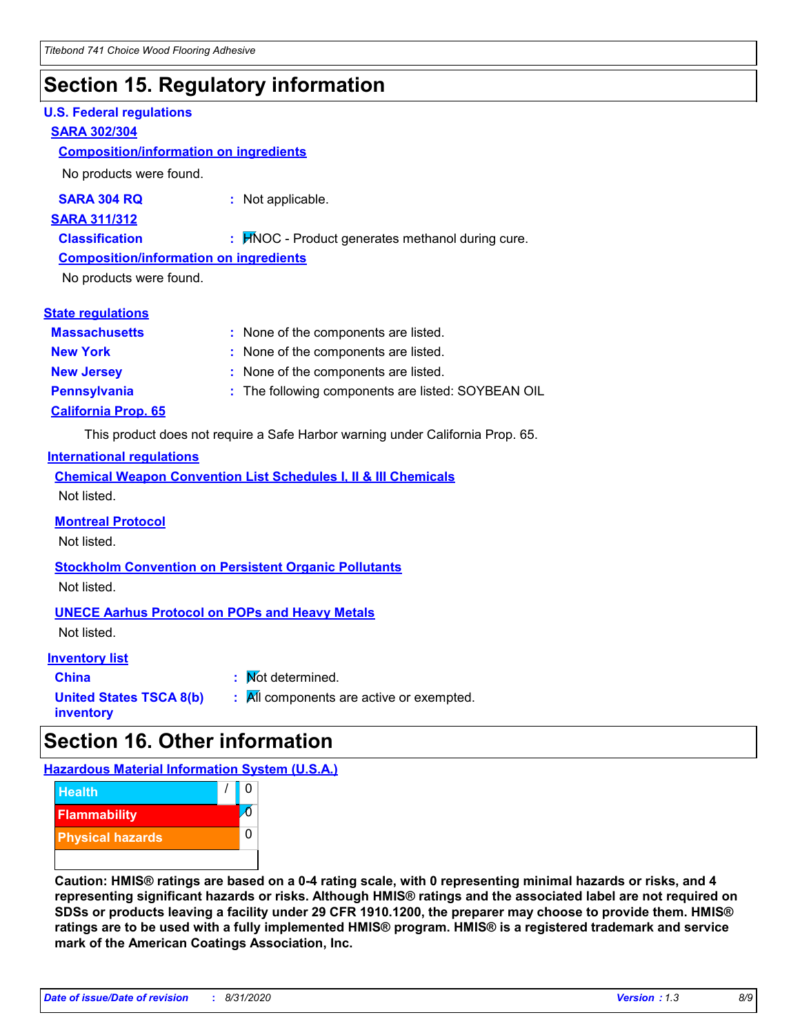# Section 15. Regulatory information

### U.S. Federal regulations

**SARA 302/304**

**Composition/information on ingredients**

No products were found.

**SARA 304 RQ** : Not applicable.

**SARA 311/312**

**Classification** : HNOC - Product generates methanol during cure.

**Composition/information on ingredients**

No products were found.

### State regulations

**Massachusetts** : None of the components are listed.

**New York** : None of the components are listed.

**New Jersey** : None of the components are listed.

**Pennsylvania** : The following components are listed: SOYBEAN OIL

**California Prop. 65**

This product does not require a Safe Harbor warning under California Prop. 65.

### International regulations

**Chemical Weapon Convention List Schedules I, II & III Chemicals**

Not listed.

**Montreal Protocol**

Not listed.

**Stockholm Convention on Persistent Organic Pollutants**

Not listed.

**UNECE Aarhus Protocol on POPs and Heavy Metals**

Not listed.

### Inventory list

**China** : Not determined.

**United States TSCA 8(b) inventory** : All components are active or exempted.

# Section 16. Other information

### Hazardous Material Information System (U.S.A.)

| | | |
|---|---|---|
| Health | / | 0 |
| Flammability | | 0 |
| Physical hazards | | 0 |

**Caution: HMIS® ratings are based on a 0-4 rating scale, with 0 representing minimal hazards or risks, and 4 representing significant hazards or risks. Although HMIS® ratings and the associated label are not required on SDSs or products leaving a facility under 29 CFR 1910.1200, the preparer may choose to provide them. HMIS® ratings are to be used with a fully implemented HMIS® program. HMIS® is a registered trademark and service mark of the American Coatings Association, Inc.**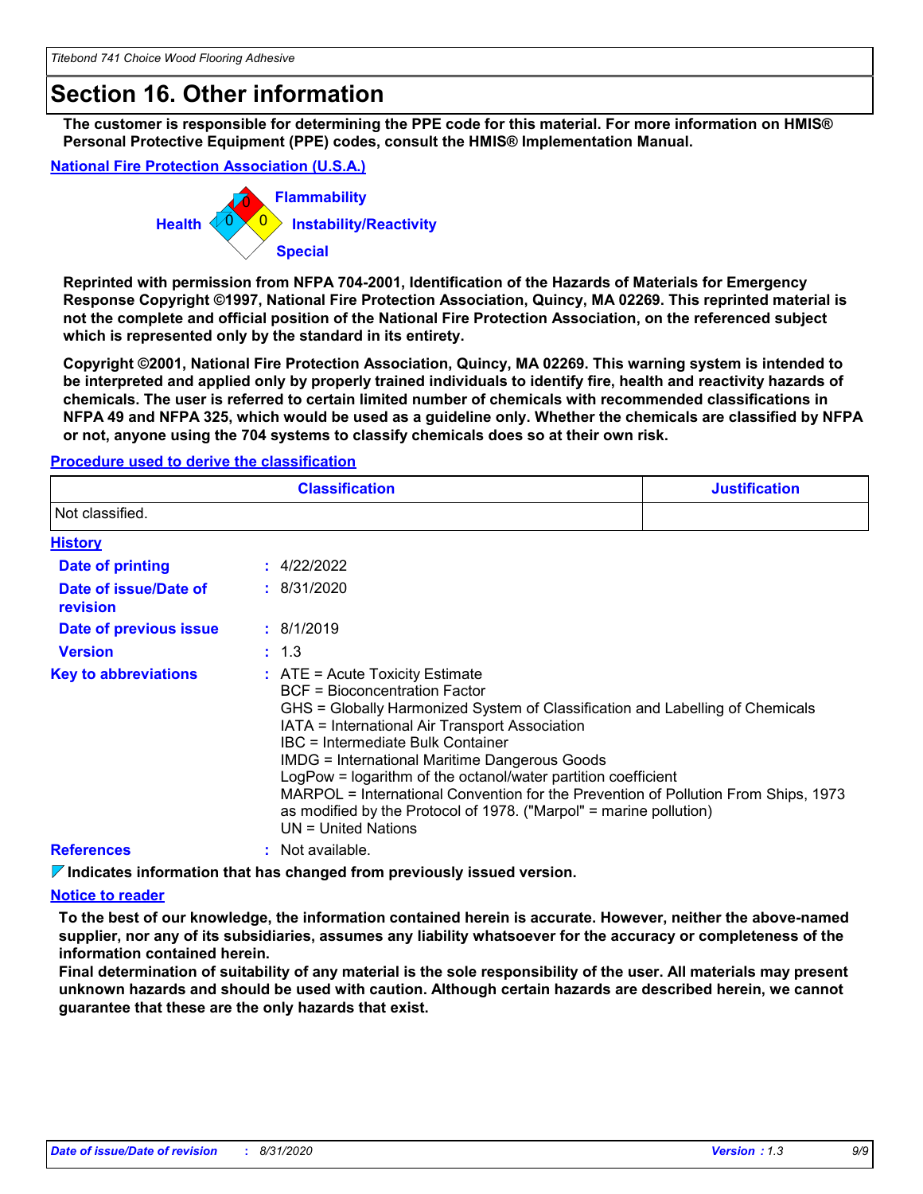# Section 16. Other information

**The customer is responsible for determining the PPE code for this material. For more information on HMIS® Personal Protective Equipment (PPE) codes, consult the HMIS® Implementation Manual.**

**National Fire Protection Association (U.S.A.)**

Flammability: 0

Health: 0

Instability/Reactivity: 0

Special

**Reprinted with permission from NFPA 704-2001, Identification of the Hazards of Materials for Emergency Response Copyright ©1997, National Fire Protection Association, Quincy, MA 02269. This reprinted material is not the complete and official position of the National Fire Protection Association, on the referenced subject which is represented only by the standard in its entirety.**

**Copyright ©2001, National Fire Protection Association, Quincy, MA 02269. This warning system is intended to be interpreted and applied only by properly trained individuals to identify fire, health and reactivity hazards of chemicals. The user is referred to certain limited number of chemicals with recommended classifications in NFPA 49 and NFPA 325, which would be used as a guideline only. Whether the chemicals are classified by NFPA or not, anyone using the 704 systems to classify chemicals does so at their own risk.**

**Procedure used to derive the classification**

| Classification | Justification |
|---|---|
| Not classified. | |

**History**

**Date of printing** : 4/22/2022

**Date of issue/Date of revision** : 8/31/2020

**Date of previous issue** : 8/1/2019

**Version** : 1.3

**Key to abbreviations** :
ATE = Acute Toxicity Estimate
BCF = Bioconcentration Factor
GHS = Globally Harmonized System of Classification and Labelling of Chemicals
IATA = International Air Transport Association
IBC = Intermediate Bulk Container
IMDG = International Maritime Dangerous Goods
LogPow = logarithm of the octanol/water partition coefficient
MARPOL = International Convention for the Prevention of Pollution From Ships, 1973 as modified by the Protocol of 1978. ("Marpol" = marine pollution)
UN = United Nations

**References** : Not available.

**Indicates information that has changed from previously issued version.**

**Notice to reader**

**To the best of our knowledge, the information contained herein is accurate. However, neither the above-named supplier, nor any of its subsidiaries, assumes any liability whatsoever for the accuracy or completeness of the information contained herein.**

**Final determination of suitability of any material is the sole responsibility of the user. All materials may present unknown hazards and should be used with caution. Although certain hazards are described herein, we cannot guarantee that these are the only hazards that exist.**